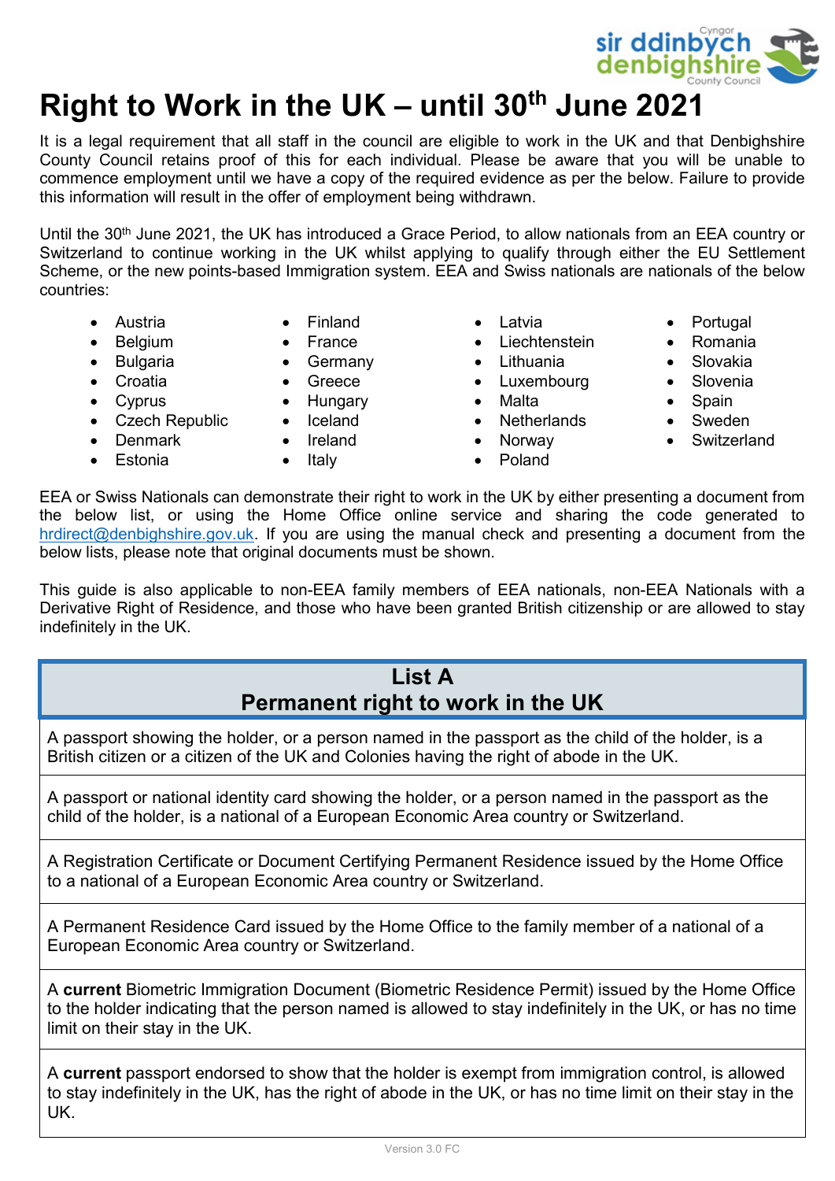# Right to Work in the UK – until 30th June 2021

It is a legal requirement that all staff in the council are eligible to work in the UK and that Denbighshire County Council retains proof of this for each individual. Please be aware that you will be unable to commence employment until we have a copy of the required evidence as per the below. Failure to provide this information will result in the offer of employment being withdrawn.

Until the 30th June 2021, the UK has introduced a Grace Period, to allow nationals from an EEA country or Switzerland to continue working in the UK whilst applying to qualify through either the EU Settlement Scheme, or the new points-based Immigration system. EEA and Swiss nationals are nationals of the below countries:

- Austria
- Belgium
- Bulgaria
- Croatia
- Cyprus
- Czech Republic
- Denmark
- Estonia
- Finland
- France
- Germany
- Greece
- Hungary
- Iceland
- Ireland
- Italy
- Latvia
- Liechtenstein
- Lithuania
- Luxembourg
- Malta
- Netherlands
- Norway
- Poland
- Portugal
- Romania
- Slovakia
- Slovenia
- Spain
- Sweden
- Switzerland

EEA or Swiss Nationals can demonstrate their right to work in the UK by either presenting a document from the below list, or using the Home Office online service and sharing the code generated to hrdirect@denbighshire.gov.uk. If you are using the manual check and presenting a document from the below lists, please note that original documents must be shown.

This guide is also applicable to non-EEA family members of EEA nationals, non-EEA Nationals with a Derivative Right of Residence, and those who have been granted British citizenship or are allowed to stay indefinitely in the UK.

| List A<br>Permanent right to work in the UK |
|---|
| A passport showing the holder, or a person named in the passport as the child of the holder, is a British citizen or a citizen of the UK and Colonies having the right of abode in the UK. |
| A passport or national identity card showing the holder, or a person named in the passport as the child of the holder, is a national of a European Economic Area country or Switzerland. |
| A Registration Certificate or Document Certifying Permanent Residence issued by the Home Office to a national of a European Economic Area country or Switzerland. |
| A Permanent Residence Card issued by the Home Office to the family member of a national of a European Economic Area country or Switzerland. |
| A **current** Biometric Immigration Document (Biometric Residence Permit) issued by the Home Office to the holder indicating that the person named is allowed to stay indefinitely in the UK, or has no time limit on their stay in the UK. |
| A **current** passport endorsed to show that the holder is exempt from immigration control, is allowed to stay indefinitely in the UK, has the right of abode in the UK, or has no time limit on their stay in the UK. |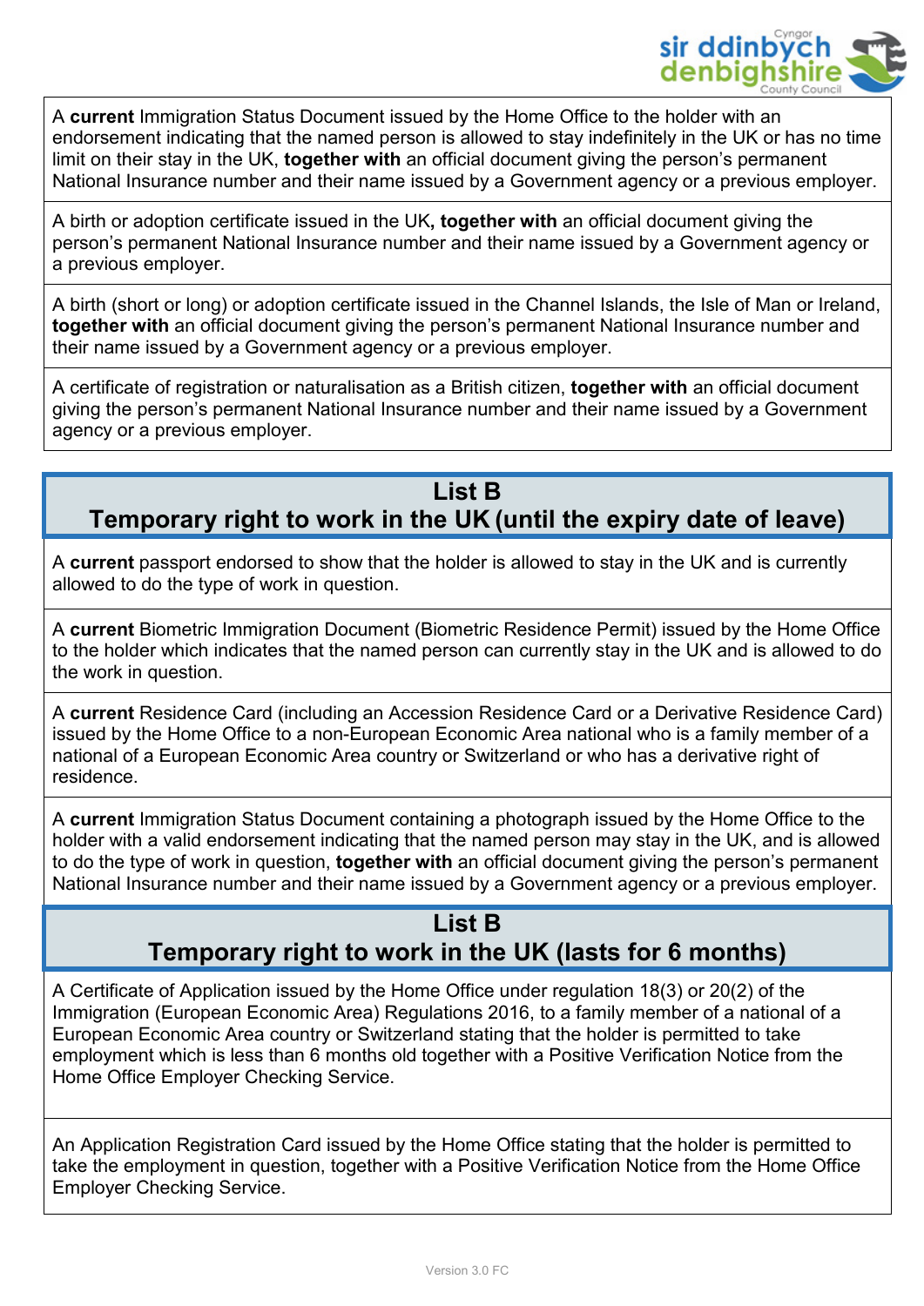| |
|---|
| A **current** Immigration Status Document issued by the Home Office to the holder with an endorsement indicating that the named person is allowed to stay indefinitely in the UK or has no time limit on their stay in the UK, **together with** an official document giving the person's permanent National Insurance number and their name issued by a Government agency or a previous employer. |
| A birth or adoption certificate issued in the UK**, together with** an official document giving the person's permanent National Insurance number and their name issued by a Government agency or a previous employer. |
| A birth (short or long) or adoption certificate issued in the Channel Islands, the Isle of Man or Ireland, **together with** an official document giving the person's permanent National Insurance number and their name issued by a Government agency or a previous employer. |
| A certificate of registration or naturalisation as a British citizen, **together with** an official document giving the person's permanent National Insurance number and their name issued by a Government agency or a previous employer. |

| **List B**<br>**Temporary right to work in the UK (until the expiry date of leave)** |
|---|
| A **current** passport endorsed to show that the holder is allowed to stay in the UK and is currently allowed to do the type of work in question. |
| A **current** Biometric Immigration Document (Biometric Residence Permit) issued by the Home Office to the holder which indicates that the named person can currently stay in the UK and is allowed to do the work in question. |
| A **current** Residence Card (including an Accession Residence Card or a Derivative Residence Card) issued by the Home Office to a non-European Economic Area national who is a family member of a national of a European Economic Area country or Switzerland or who has a derivative right of residence. |
| A **current** Immigration Status Document containing a photograph issued by the Home Office to the holder with a valid endorsement indicating that the named person may stay in the UK, and is allowed to do the type of work in question, **together with** an official document giving the person's permanent National Insurance number and their name issued by a Government agency or a previous employer. |

| **List B**<br>**Temporary right to work in the UK (lasts for 6 months)** |
|---|
| A Certificate of Application issued by the Home Office under regulation 18(3) or 20(2) of the Immigration (European Economic Area) Regulations 2016, to a family member of a national of a European Economic Area country or Switzerland stating that the holder is permitted to take employment which is less than 6 months old together with a Positive Verification Notice from the Home Office Employer Checking Service. |
| An Application Registration Card issued by the Home Office stating that the holder is permitted to take the employment in question, together with a Positive Verification Notice from the Home Office Employer Checking Service. |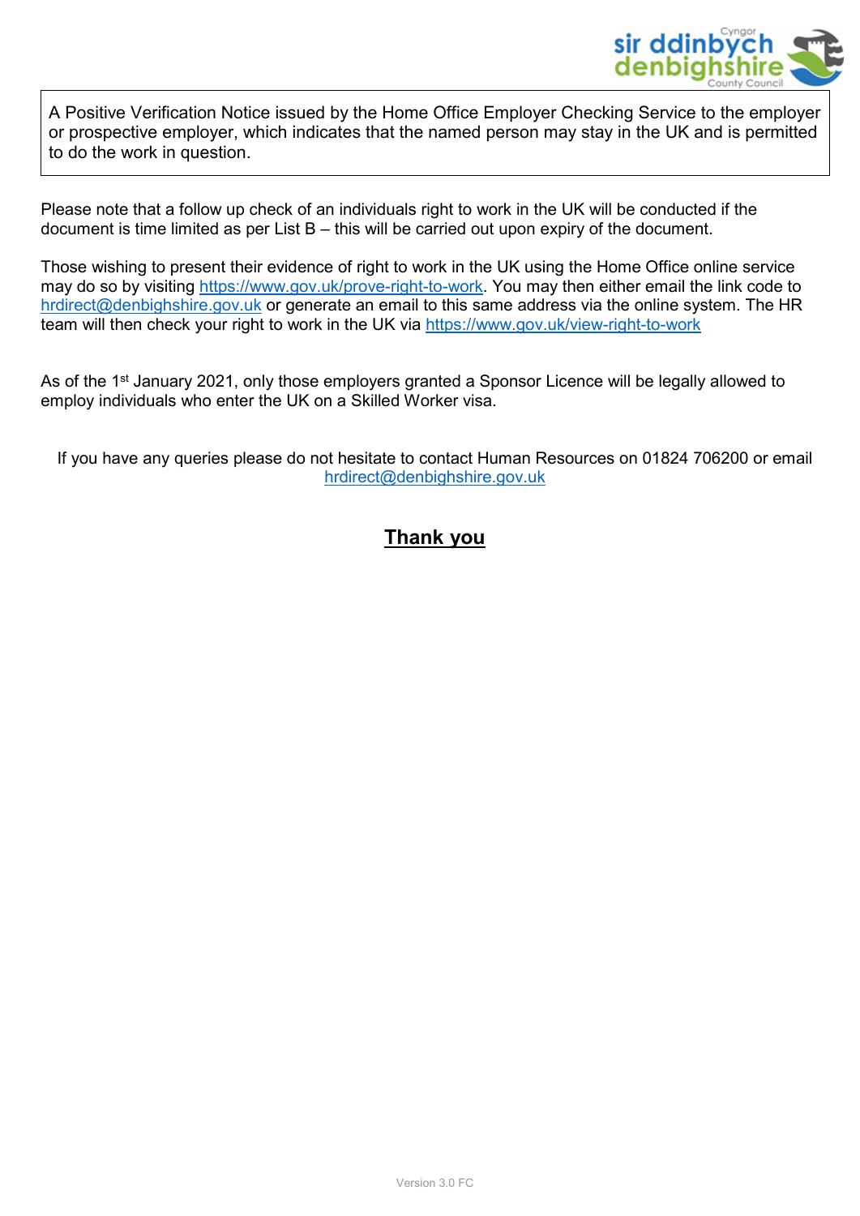A Positive Verification Notice issued by the Home Office Employer Checking Service to the employer or prospective employer, which indicates that the named person may stay in the UK and is permitted to do the work in question.

Please note that a follow up check of an individuals right to work in the UK will be conducted if the document is time limited as per List B – this will be carried out upon expiry of the document.

Those wishing to present their evidence of right to work in the UK using the Home Office online service may do so by visiting https://www.gov.uk/prove-right-to-work. You may then either email the link code to hrdirect@denbighshire.gov.uk or generate an email to this same address via the online system. The HR team will then check your right to work in the UK via https://www.gov.uk/view-right-to-work

As of the 1st January 2021, only those employers granted a Sponsor Licence will be legally allowed to employ individuals who enter the UK on a Skilled Worker visa.

If you have any queries please do not hesitate to contact Human Resources on 01824 706200 or email hrdirect@denbighshire.gov.uk

**Thank you**